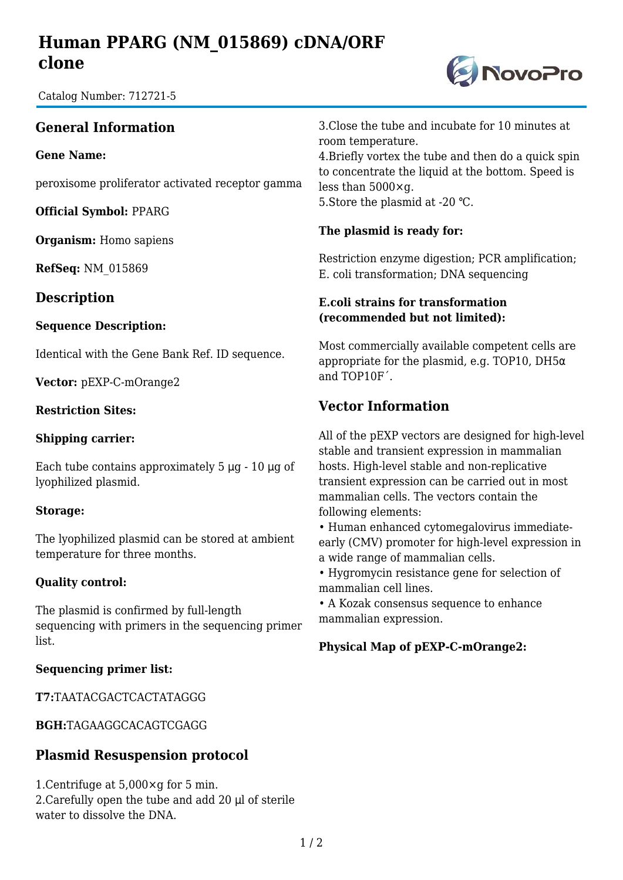# Human PPARG (NM_015869) cDNA/ORF clone

Catalog Number: 712721-5

## General Information

**Gene Name:**

peroxisome proliferator activated receptor gamma

**Official Symbol:** PPARG

**Organism:** Homo sapiens

**RefSeq:** NM_015869

## Description

**Sequence Description:**

Identical with the Gene Bank Ref. ID sequence.

**Vector:** pEXP-C-mOrange2

**Restriction Sites:**

**Shipping carrier:**

Each tube contains approximately 5 μg - 10 μg of lyophilized plasmid.

**Storage:**

The lyophilized plasmid can be stored at ambient temperature for three months.

**Quality control:**

The plasmid is confirmed by full-length sequencing with primers in the sequencing primer list.

**Sequencing primer list:**

**T7:**TAATACGACTCACTATAGGG

**BGH:**TAGAAGGCACAGTCGAGG

## Plasmid Resuspension protocol

1.Centrifuge at 5,000×g for 5 min.
2.Carefully open the tube and add 20 μl of sterile water to dissolve the DNA.
3.Close the tube and incubate for 10 minutes at room temperature.
4.Briefly vortex the tube and then do a quick spin to concentrate the liquid at the bottom. Speed is less than 5000×g.
5.Store the plasmid at -20 ℃.

**The plasmid is ready for:**

Restriction enzyme digestion; PCR amplification; E. coli transformation; DNA sequencing

**E.coli strains for transformation (recommended but not limited):**

Most commercially available competent cells are appropriate for the plasmid, e.g. TOP10, DH5α and TOP10F´.

## Vector Information

All of the pEXP vectors are designed for high-level stable and transient expression in mammalian hosts. High-level stable and non-replicative transient expression can be carried out in most mammalian cells. The vectors contain the following elements:

- Human enhanced cytomegalovirus immediate-early (CMV) promoter for high-level expression in a wide range of mammalian cells.
- Hygromycin resistance gene for selection of mammalian cell lines.
- A Kozak consensus sequence to enhance mammalian expression.

**Physical Map of pEXP-C-mOrange2:**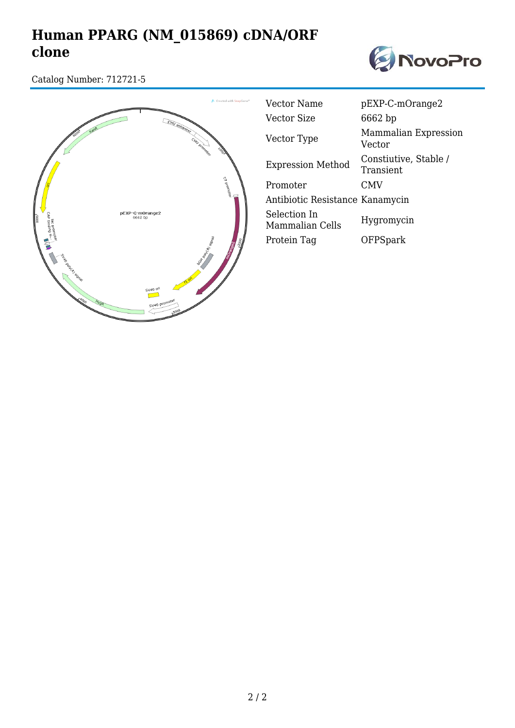# Human PPARG (NM_015869) cDNA/ORF clone

Catalog Number: 712721-5

Created with SnapGene®

pEXP-C-mOrange2
6662 bp

CMV enhancer
CMV promoter
T7 promoter
mOrange2
bGH poly(A) signal
f1 ori
SV40 ori
SV40 promoter
HygR
SV40 poly(A) signal
CAP binding site
lac promoter
ori
KanR

1000
2000
3000
4000
5000
6000

| | |
|---|---|
| Vector Name | pEXP-C-mOrange2 |
| Vector Size | 6662 bp |
| Vector Type | Mammalian Expression Vector |
| Expression Method | Constiutive, Stable / Transient |
| Promoter | CMV |
| Antibiotic Resistance | Kanamycin |
| Selection In Mammalian Cells | Hygromycin |
| Protein Tag | OFPSpark |